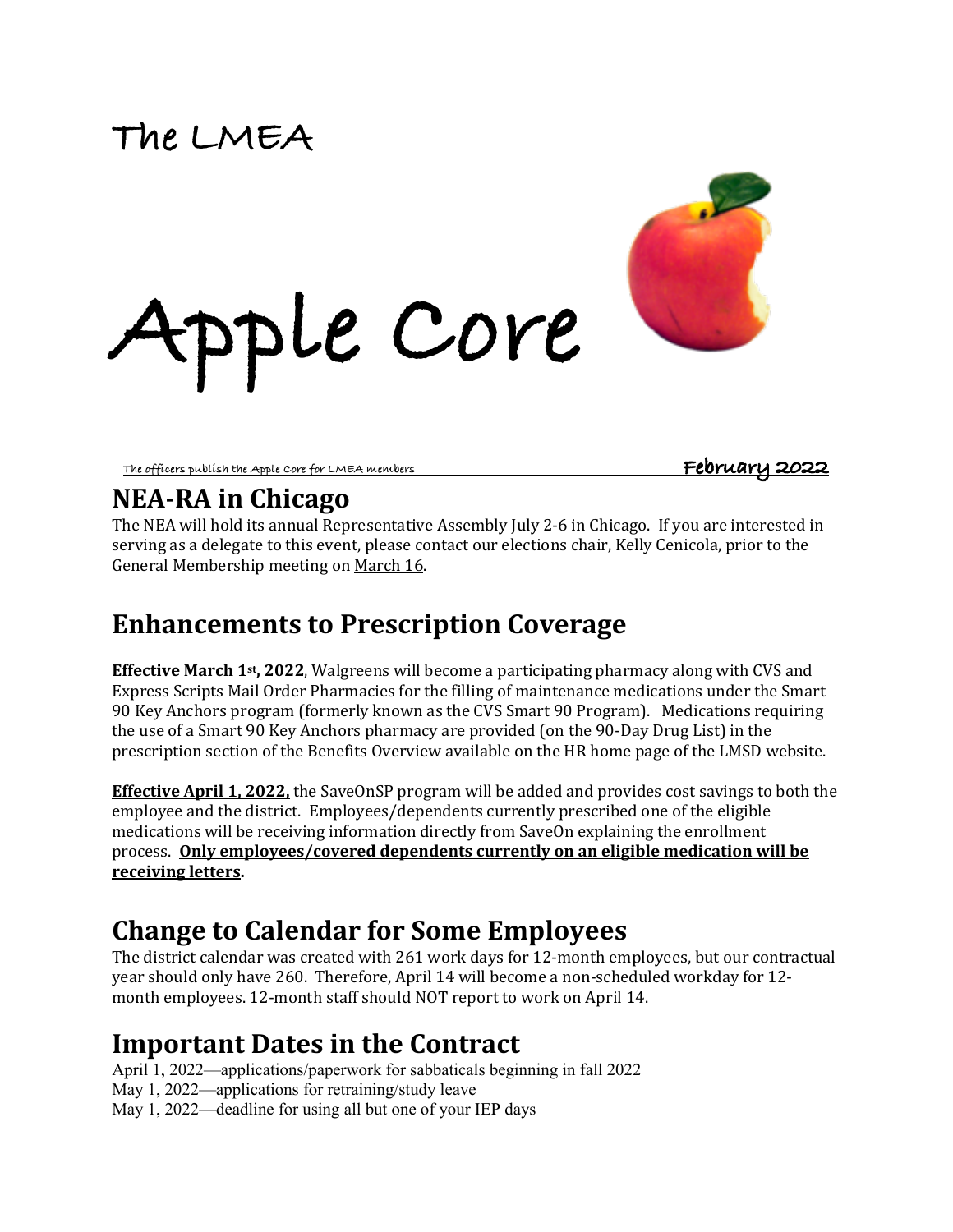The LMEA

# Apple Core

The officers publish the Apple Core for LMEA members **February 2022**

## NEA-RA in Chicago

The NEA will hold its annual Representative Assembly July 2-6 in Chicago. If you are interested in serving as a delegate to this event, please contact our elections chair, Kelly Cenicola, prior to the General Membership meeting on March 16.

## Enhancements to Prescription Coverage

**Effective March 1st, 2022**, Walgreens will become a participating pharmacy along with CVS and Express Scripts Mail Order Pharmacies for the filling of maintenance medications under the Smart 90 Key Anchors program (formerly known as the CVS Smart 90 Program). Medications requiring the use of a Smart 90 Key Anchors pharmacy are provided (on the 90-Day Drug List) in the prescription section of the Benefits Overview available on the HR home page of the LMSD website.

**Effective April 1, 2022,** the SaveOnSP program will be added and provides cost savings to both the employee and the district. Employees/dependents currently prescribed one of the eligible medications will be receiving information directly from SaveOn explaining the enrollment process. **Only employees/covered dependents currently on an eligible medication will be receiving letters.**

## Change to Calendar for Some Employees

The district calendar was created with 261 work days for 12-month employees, but our contractual year should only have 260. Therefore, April 14 will become a non-scheduled workday for 12-month employees. 12-month staff should NOT report to work on April 14.

## Important Dates in the Contract

April 1, 2022—applications/paperwork for sabbaticals beginning in fall 2022
May 1, 2022—applications for retraining/study leave
May 1, 2022—deadline for using all but one of your IEP days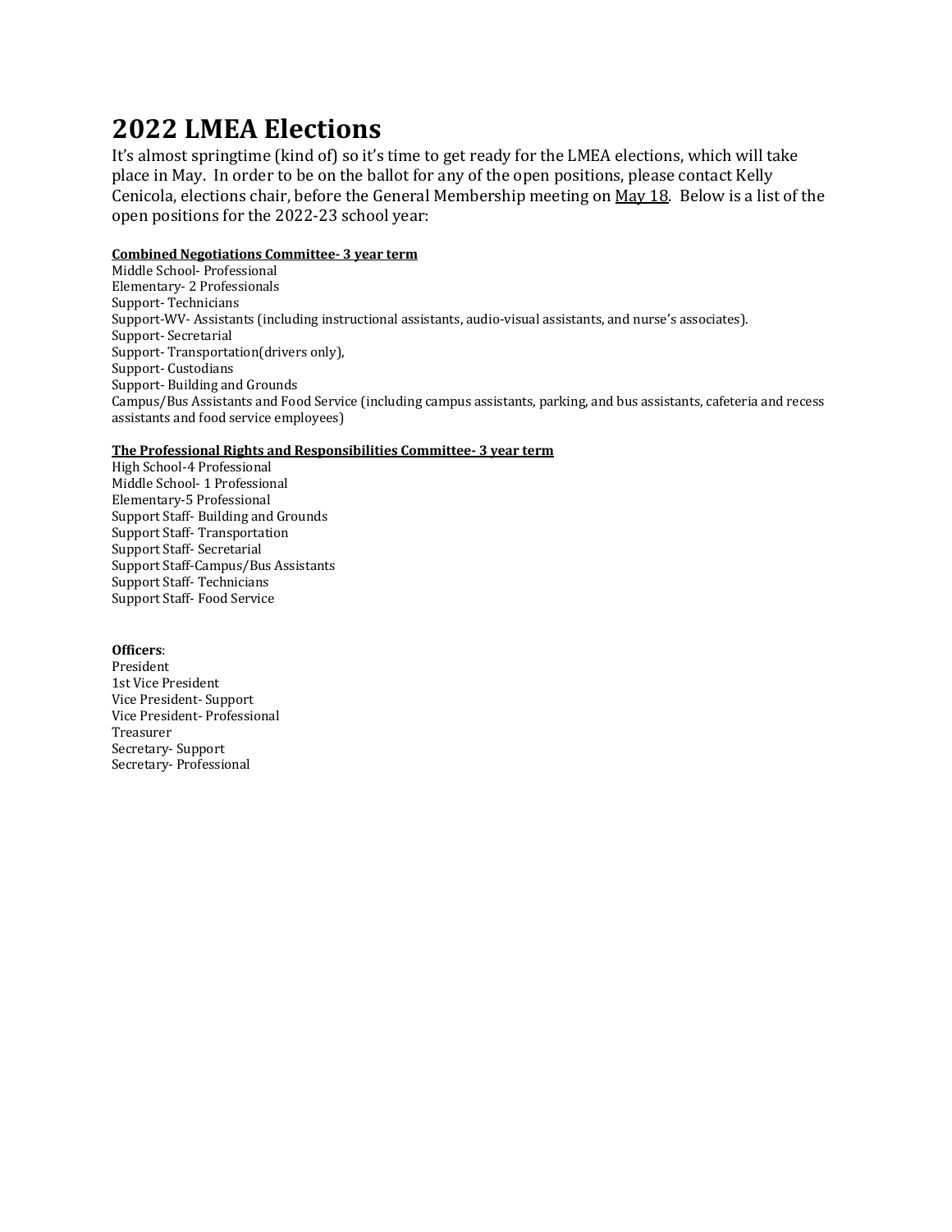# 2022 LMEA Elections

It's almost springtime (kind of) so it's time to get ready for the LMEA elections, which will take place in May. In order to be on the ballot for any of the open positions, please contact Kelly Cenicola, elections chair, before the General Membership meeting on <u>May 18</u>. Below is a list of the open positions for the 2022-23 school year:

**<u>Combined Negotiations Committee- 3 year term</u>**

Middle School- Professional
Elementary- 2 Professionals
Support- Technicians
Support-WV- Assistants (including instructional assistants, audio-visual assistants, and nurse's associates).
Support- Secretarial
Support- Transportation(drivers only),
Support- Custodians
Support- Building and Grounds
Campus/Bus Assistants and Food Service (including campus assistants, parking, and bus assistants, cafeteria and recess assistants and food service employees)

**<u>The Professional Rights and Responsibilities Committee- 3 year term</u>**

High School-4 Professional
Middle School- 1 Professional
Elementary-5 Professional
Support Staff- Building and Grounds
Support Staff- Transportation
Support Staff- Secretarial
Support Staff-Campus/Bus Assistants
Support Staff- Technicians
Support Staff- Food Service

**Officers**:

President
1st Vice President
Vice President- Support
Vice President- Professional
Treasurer
Secretary- Support
Secretary- Professional